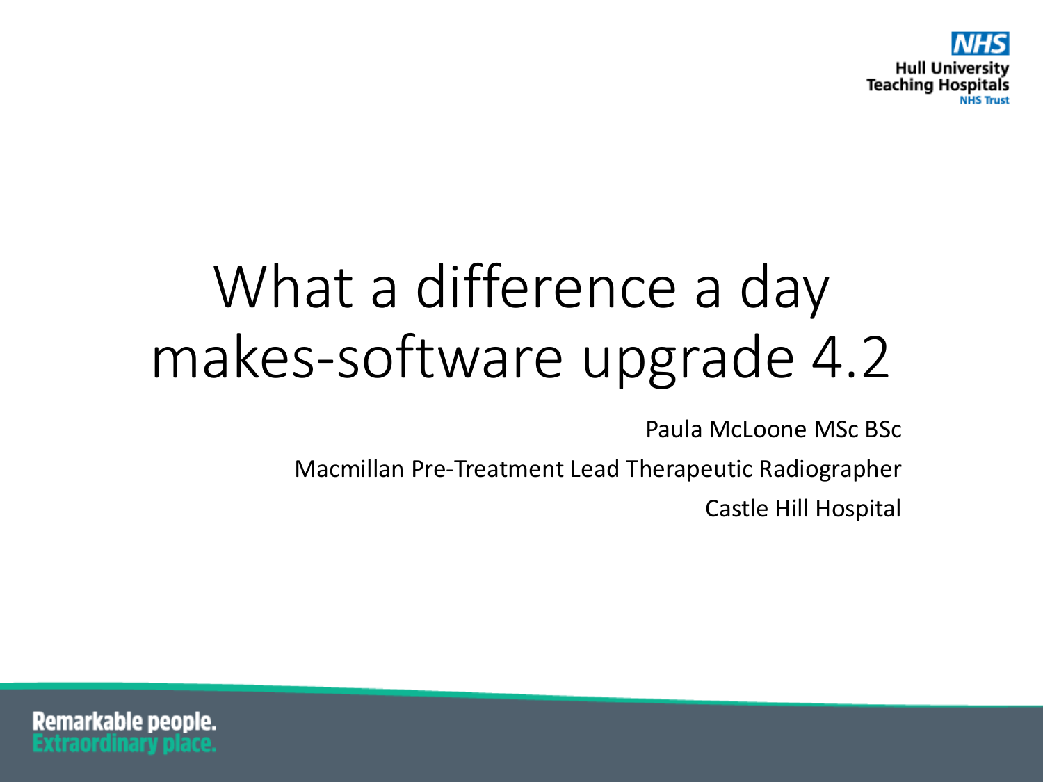# What a difference a day makes-software upgrade 4.2

Paula McLoone MSc BSc

Macmillan Pre-Treatment Lead Therapeutic Radiographer

Castle Hill Hospital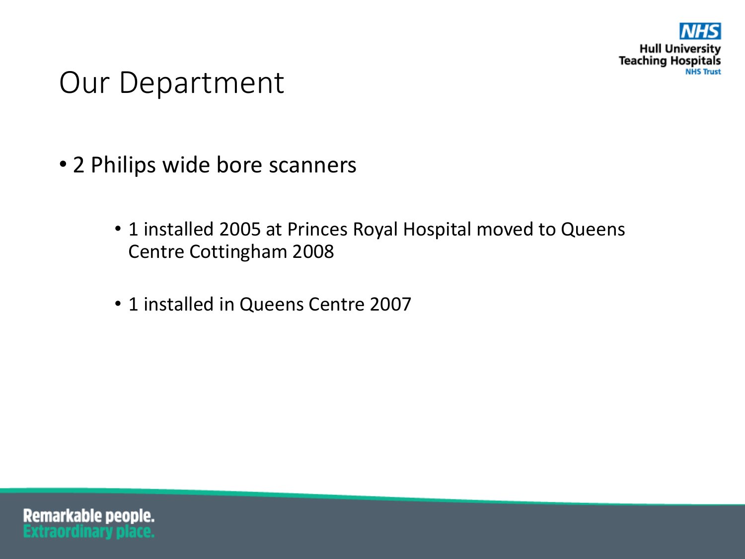# Our Department

- 2 Philips wide bore scanners
  - 1 installed 2005 at Princes Royal Hospital moved to Queens Centre Cottingham 2008
  - 1 installed in Queens Centre 2007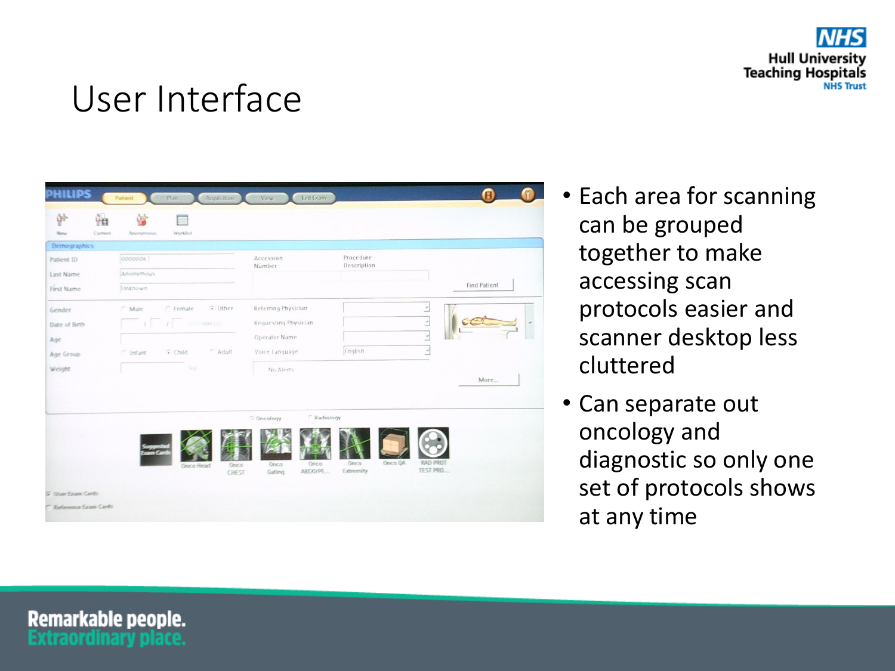# User Interface

- Each area for scanning can be grouped together to make accessing scan protocols easier and scanner desktop less cluttered
- Can separate out oncology and diagnostic so only one set of protocols shows at any time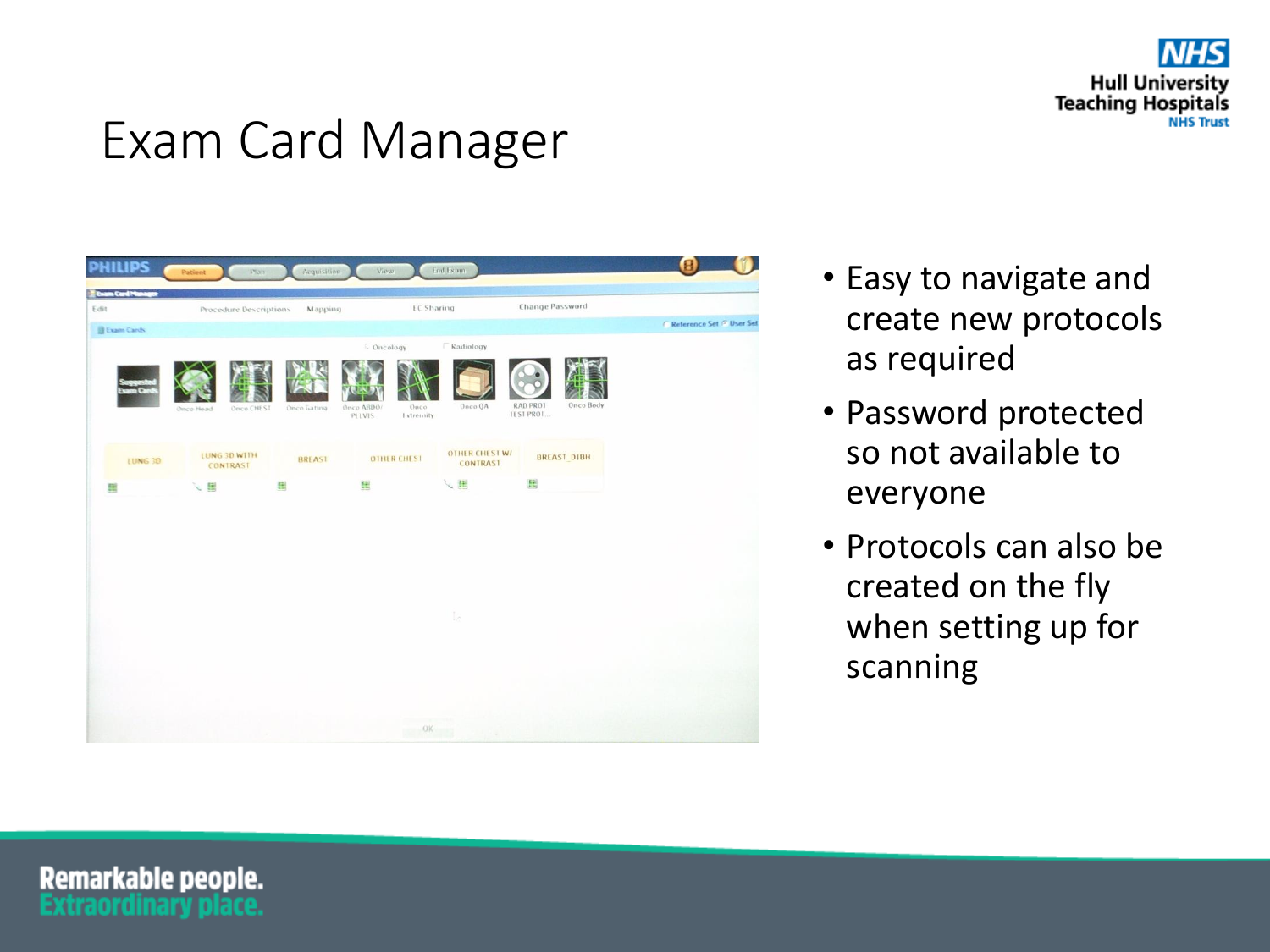# Exam Card Manager

- Easy to navigate and create new protocols as required
- Password protected so not available to everyone
- Protocols can also be created on the fly when setting up for scanning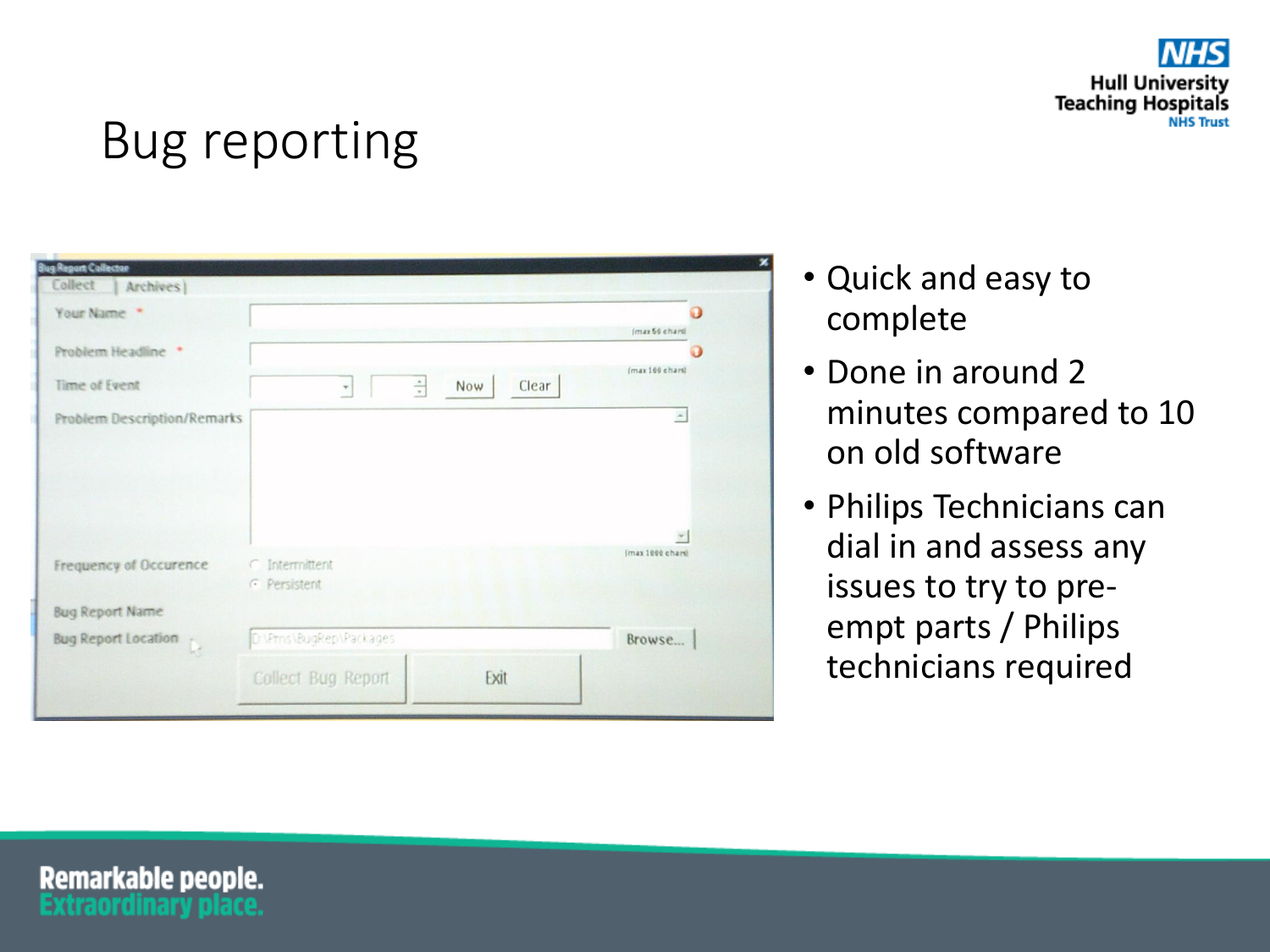# Bug reporting

- Quick and easy to complete
- Done in around 2 minutes compared to 10 on old software
- Philips Technicians can dial in and assess any issues to try to pre-empt parts / Philips technicians required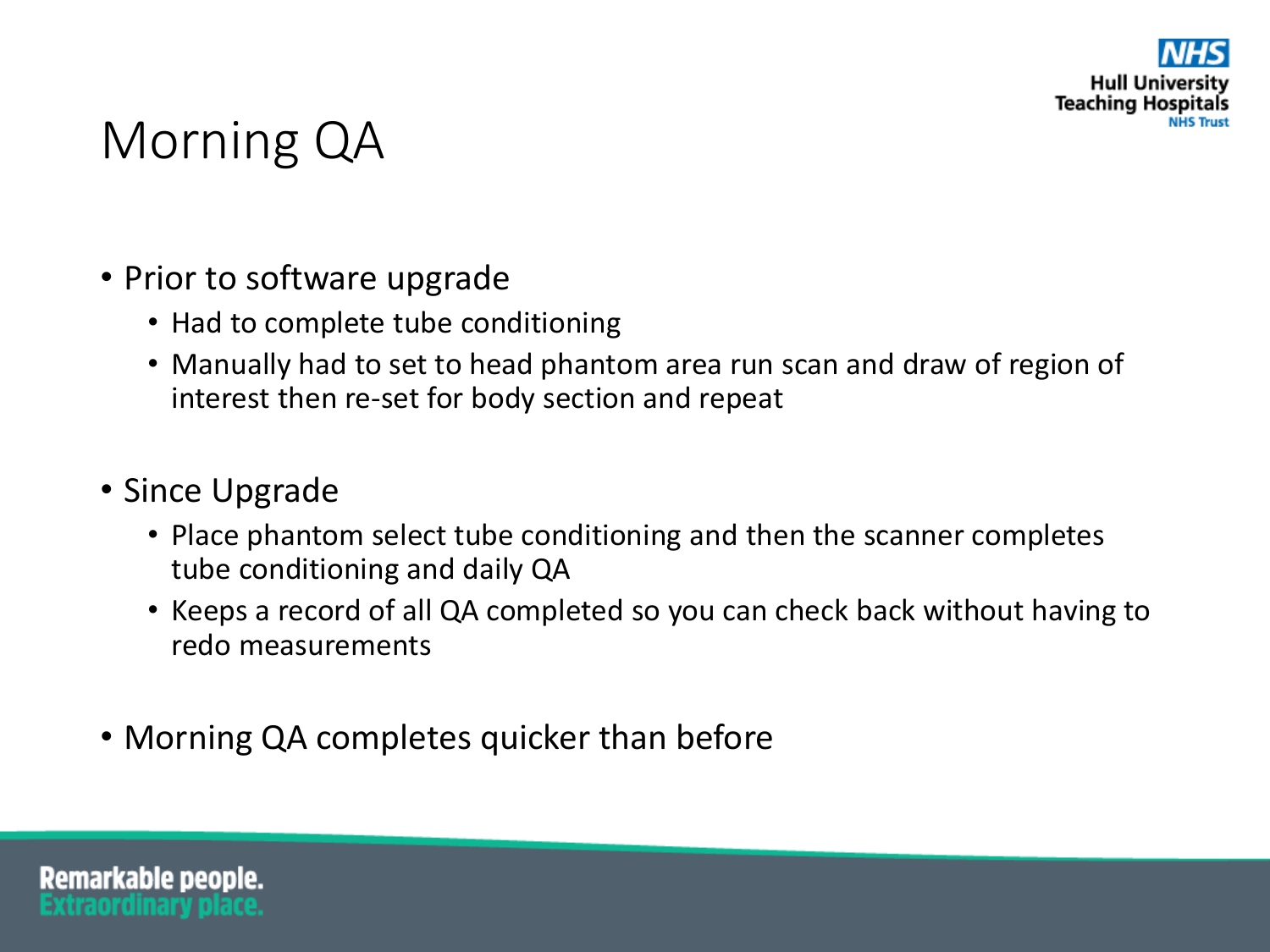# Morning QA

- Prior to software upgrade
  - Had to complete tube conditioning
  - Manually had to set to head phantom area run scan and draw of region of interest then re-set for body section and repeat

- Since Upgrade
  - Place phantom select tube conditioning and then the scanner completes tube conditioning and daily QA
  - Keeps a record of all QA completed so you can check back without having to redo measurements

- Morning QA completes quicker than before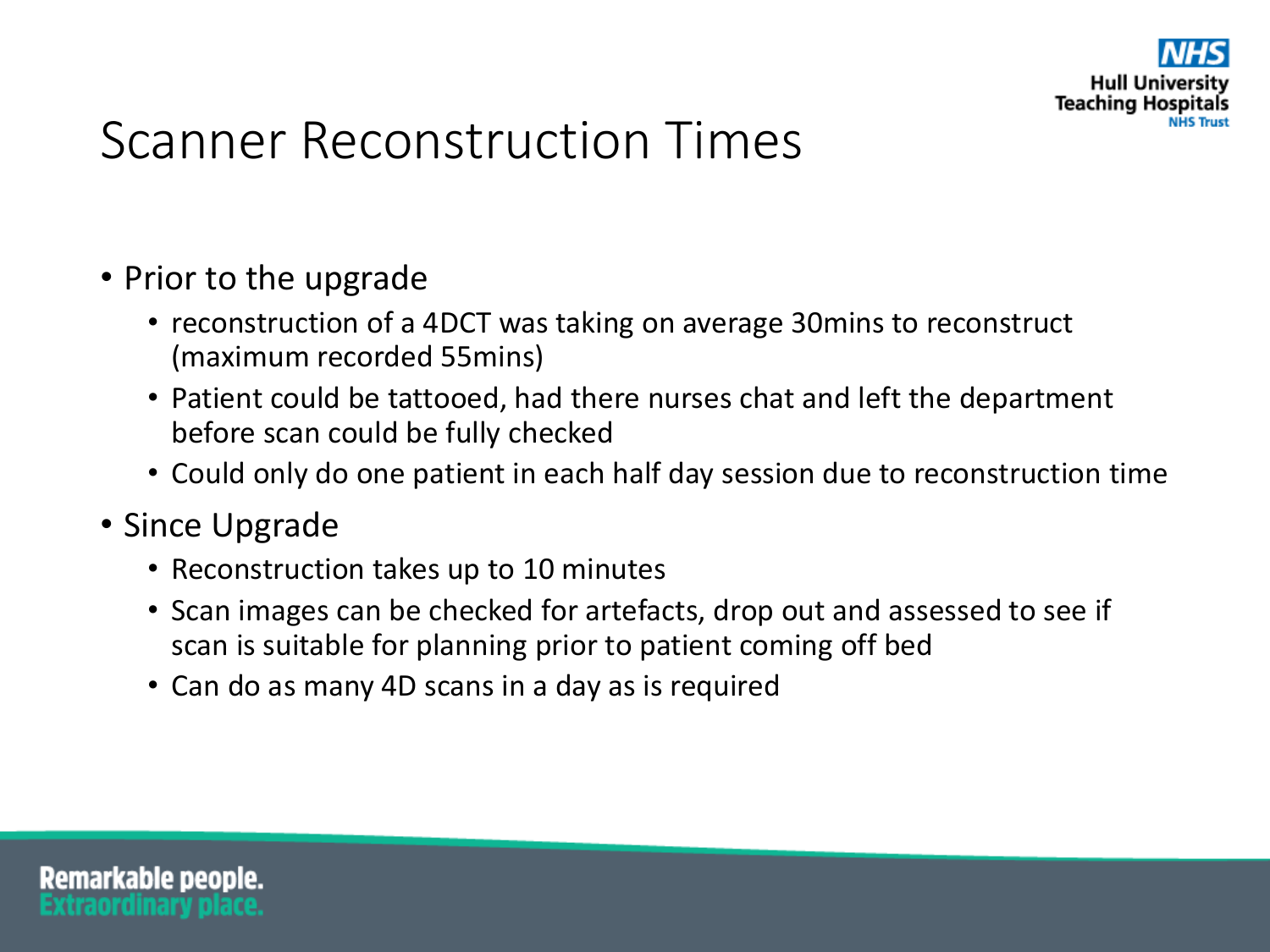# Scanner Reconstruction Times

- Prior to the upgrade
  - reconstruction of a 4DCT was taking on average 30mins to reconstruct (maximum recorded 55mins)
  - Patient could be tattooed, had there nurses chat and left the department before scan could be fully checked
  - Could only do one patient in each half day session due to reconstruction time
- Since Upgrade
  - Reconstruction takes up to 10 minutes
  - Scan images can be checked for artefacts, drop out and assessed to see if scan is suitable for planning prior to patient coming off bed
  - Can do as many 4D scans in a day as is required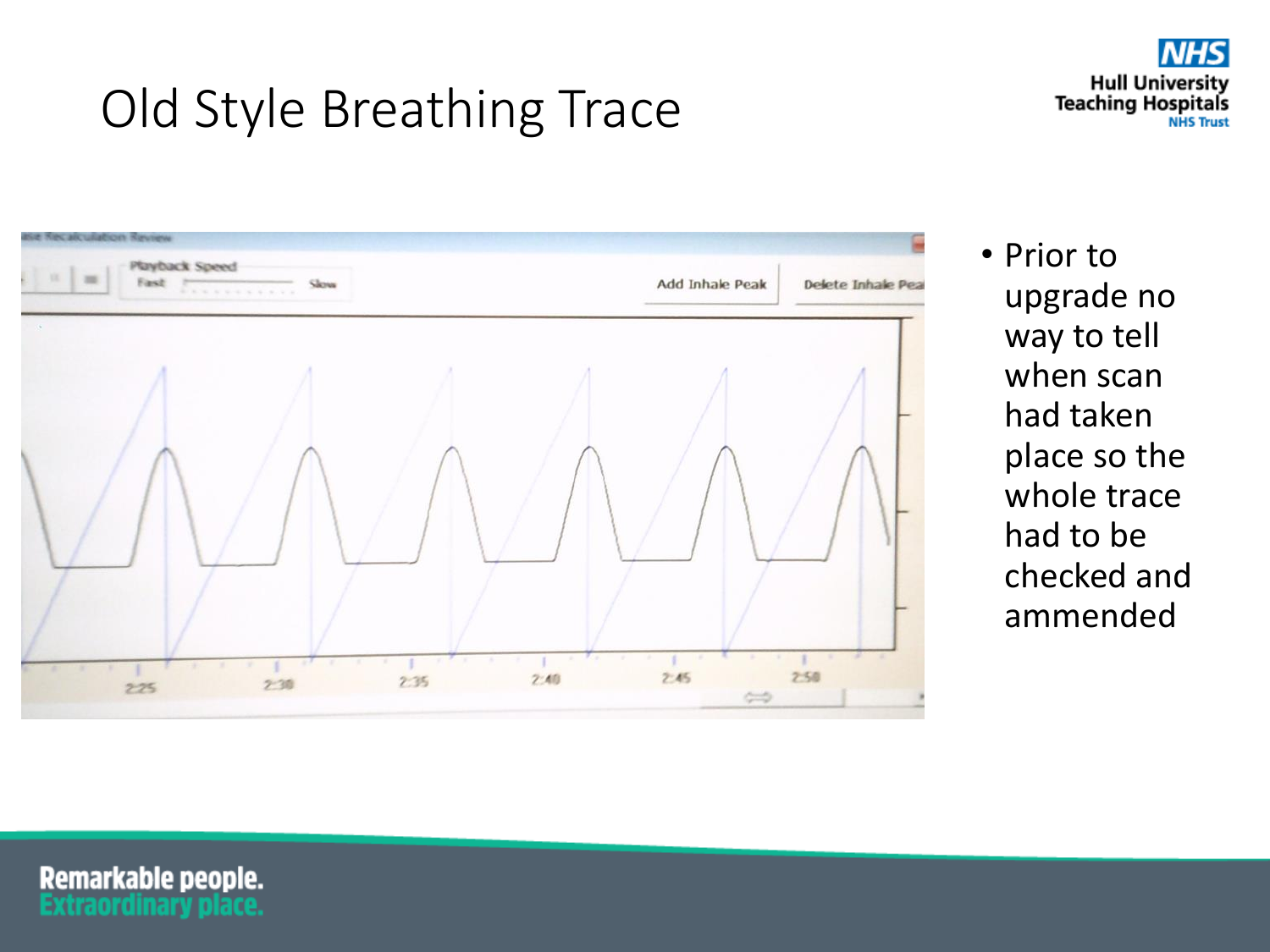# Old Style Breathing Trace

- Prior to upgrade no way to tell when scan had taken place so the whole trace had to be checked and ammended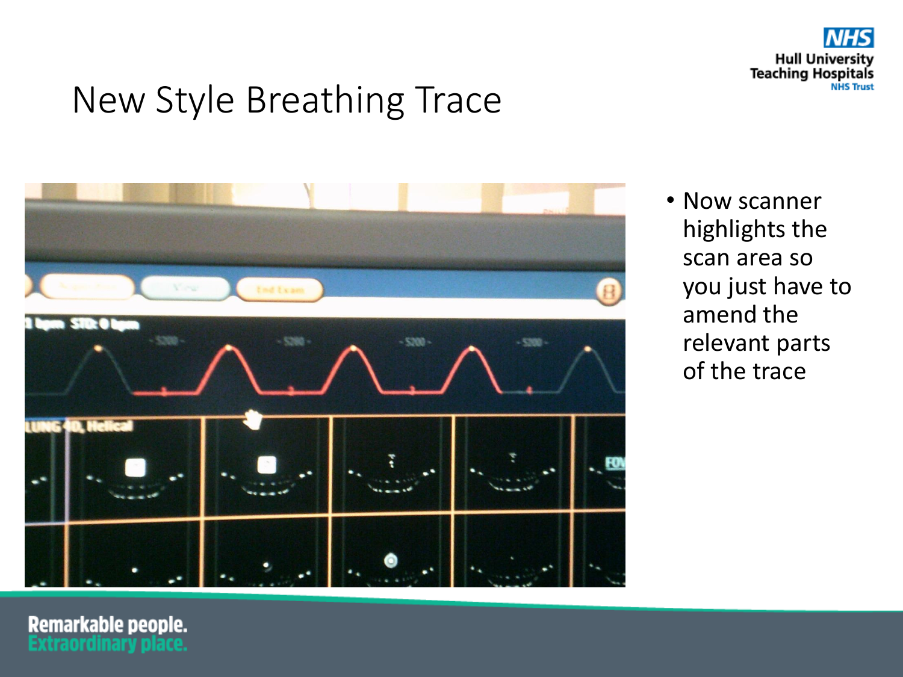# New Style Breathing Trace

- Now scanner highlights the scan area so you just have to amend the relevant parts of the trace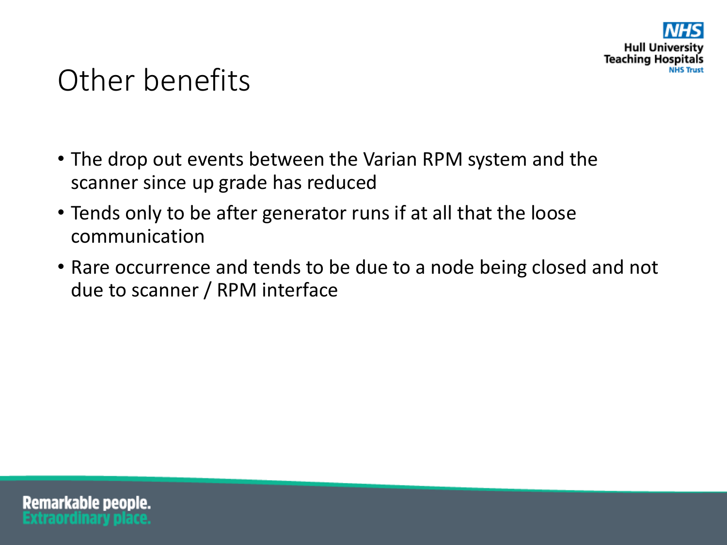# Other benefits

- The drop out events between the Varian RPM system and the scanner since up grade has reduced
- Tends only to be after generator runs if at all that the loose communication
- Rare occurrence and tends to be due to a node being closed and not due to scanner / RPM interface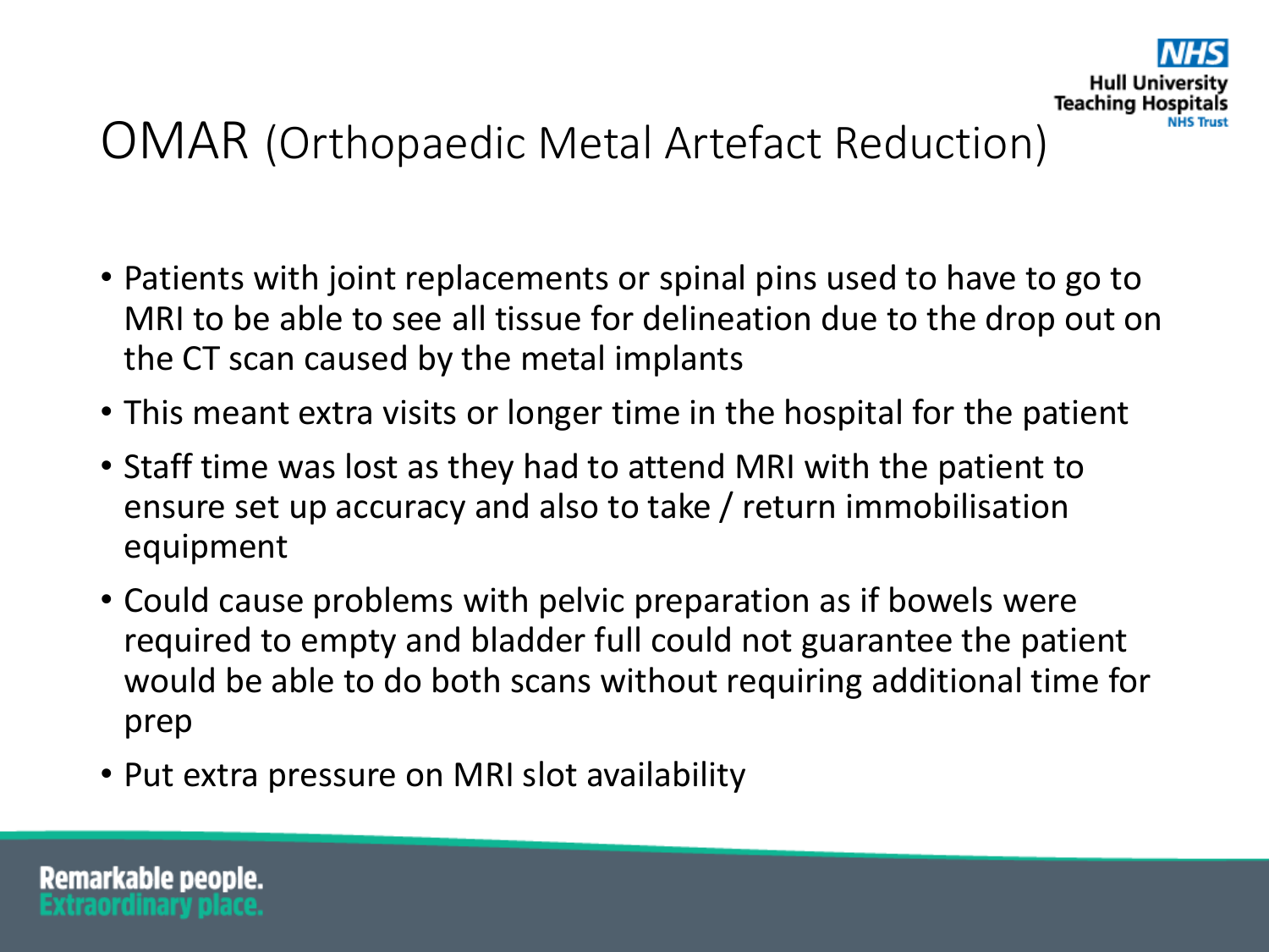# OMAR (Orthopaedic Metal Artefact Reduction)

- Patients with joint replacements or spinal pins used to have to go to MRI to be able to see all tissue for delineation due to the drop out on the CT scan caused by the metal implants
- This meant extra visits or longer time in the hospital for the patient
- Staff time was lost as they had to attend MRI with the patient to ensure set up accuracy and also to take / return immobilisation equipment
- Could cause problems with pelvic preparation as if bowels were required to empty and bladder full could not guarantee the patient would be able to do both scans without requiring additional time for prep
- Put extra pressure on MRI slot availability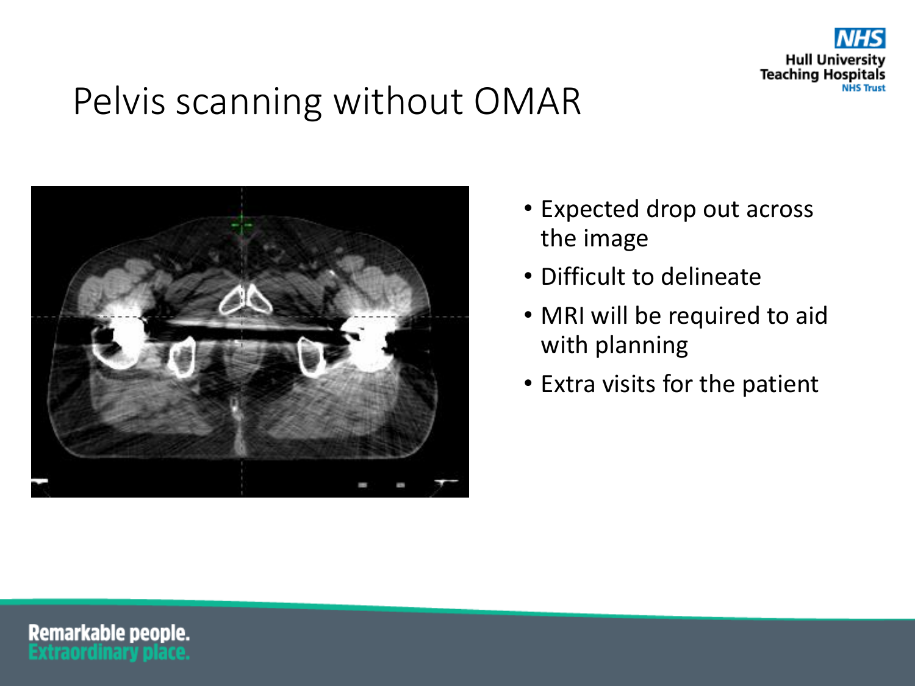# Pelvis scanning without OMAR

- Expected drop out across the image
- Difficult to delineate
- MRI will be required to aid with planning
- Extra visits for the patient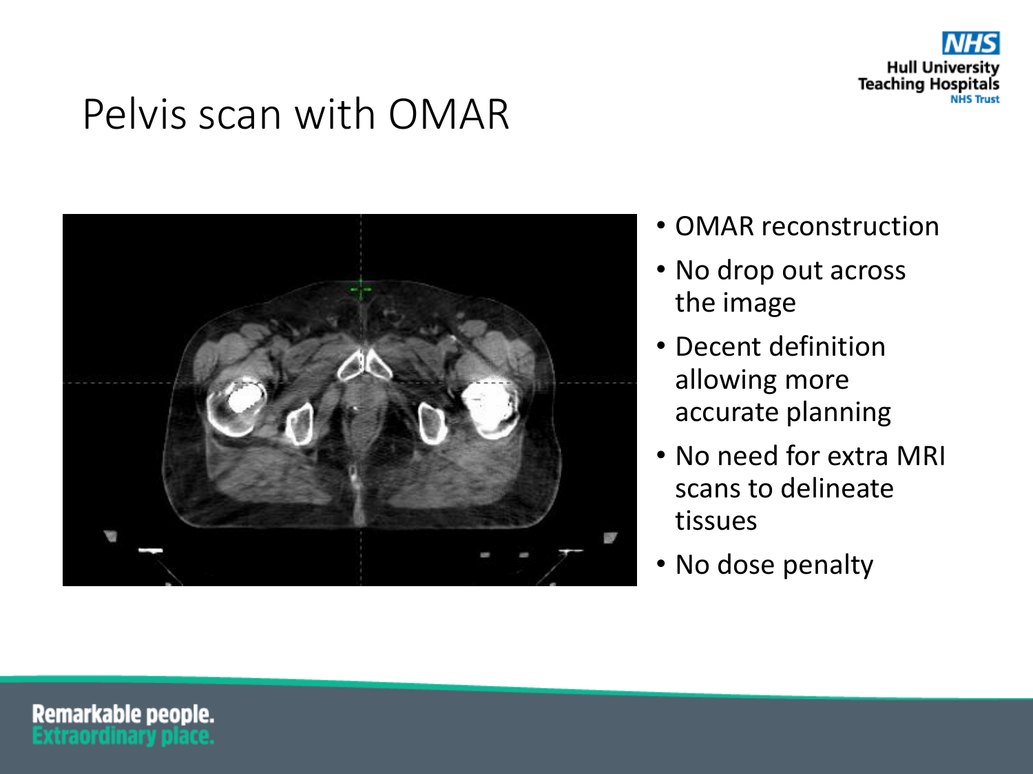# Pelvis scan with OMAR

- OMAR reconstruction
- No drop out across the image
- Decent definition allowing more accurate planning
- No need for extra MRI scans to delineate tissues
- No dose penalty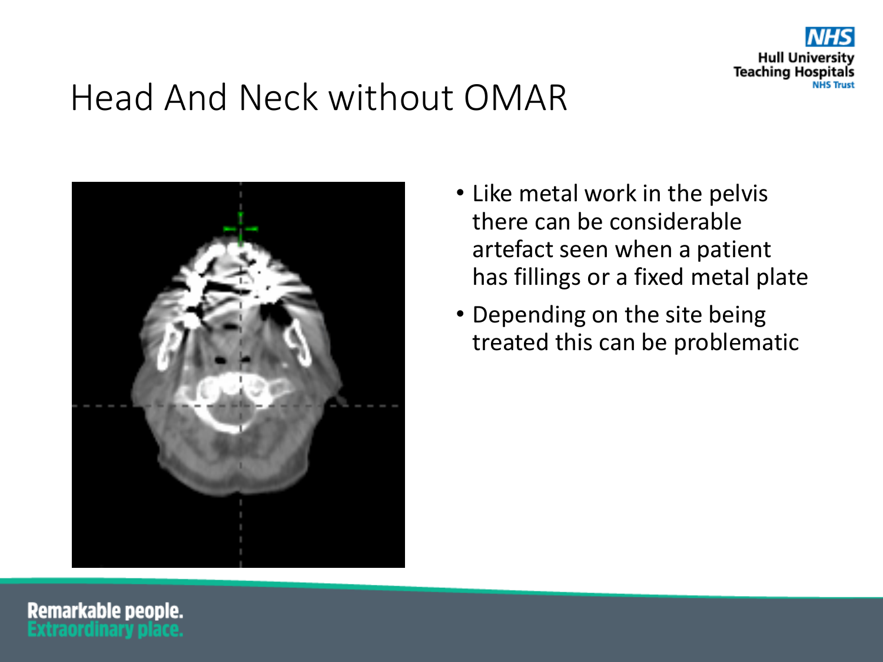# Head And Neck without OMAR

- Like metal work in the pelvis there can be considerable artefact seen when a patient has fillings or a fixed metal plate
- Depending on the site being treated this can be problematic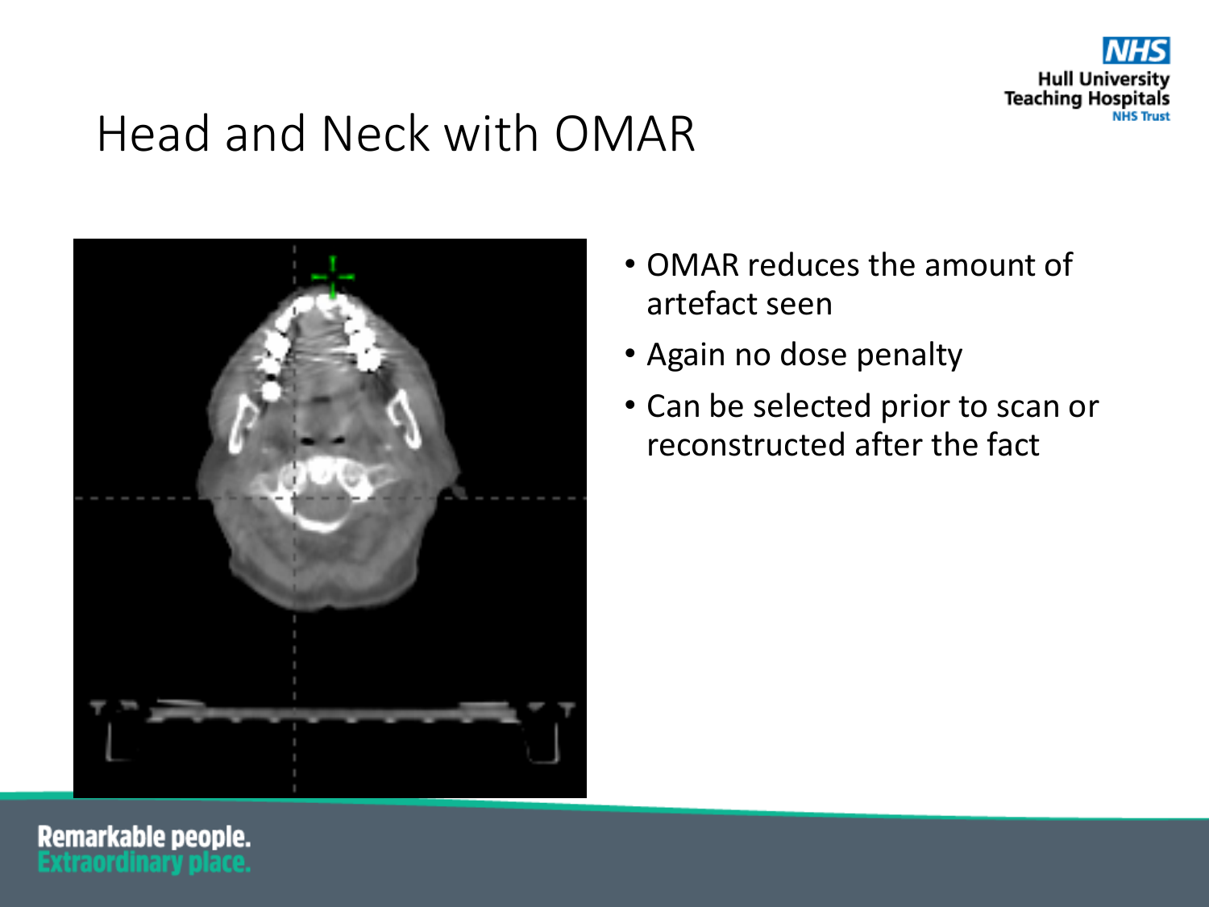# Head and Neck with OMAR

- OMAR reduces the amount of artefact seen
- Again no dose penalty
- Can be selected prior to scan or reconstructed after the fact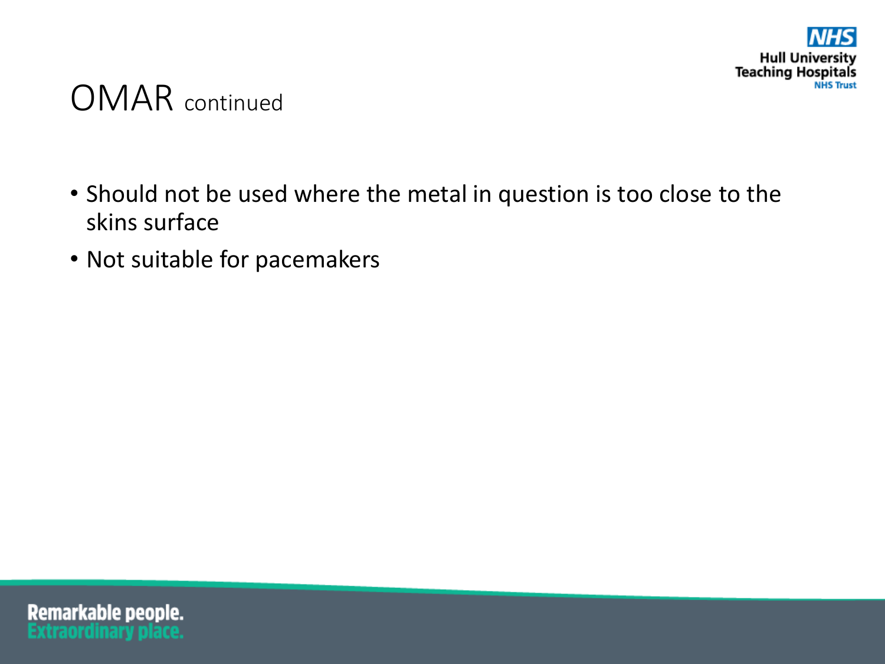# OMAR continued

- Should not be used where the metal in question is too close to the skins surface
- Not suitable for pacemakers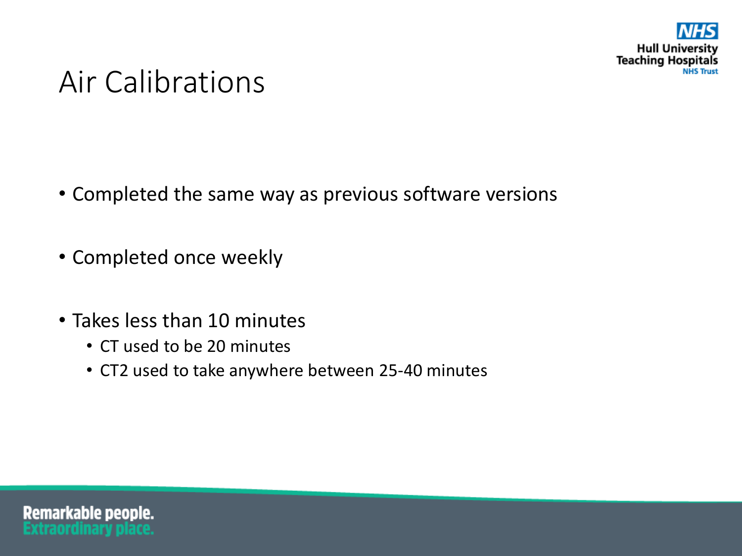# Air Calibrations

- Completed the same way as previous software versions
- Completed once weekly
- Takes less than 10 minutes
  - CT used to be 20 minutes
  - CT2 used to take anywhere between 25-40 minutes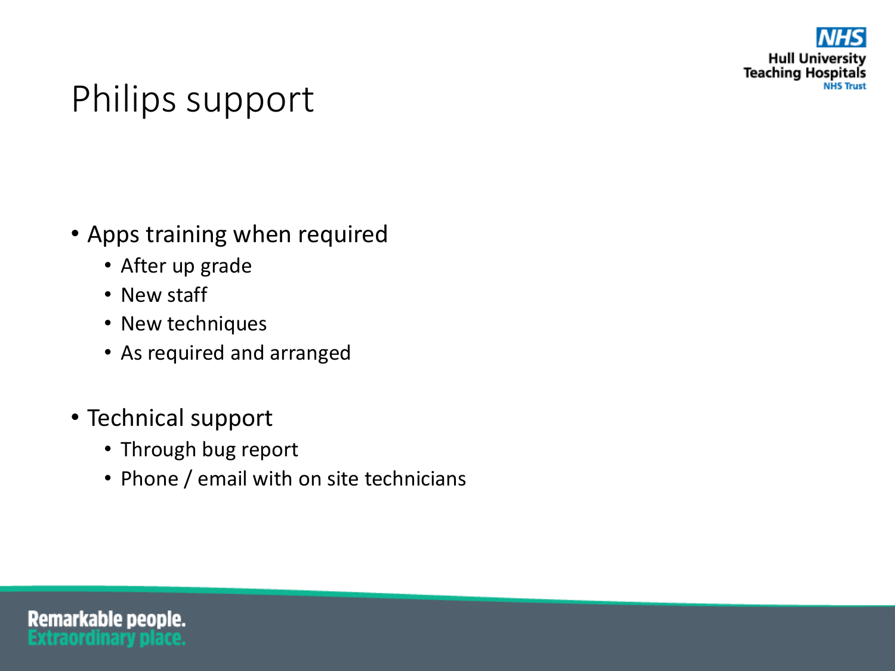# Philips support

- Apps training when required
  - After up grade
  - New staff
  - New techniques
  - As required and arranged

- Technical support
  - Through bug report
  - Phone / email with on site technicians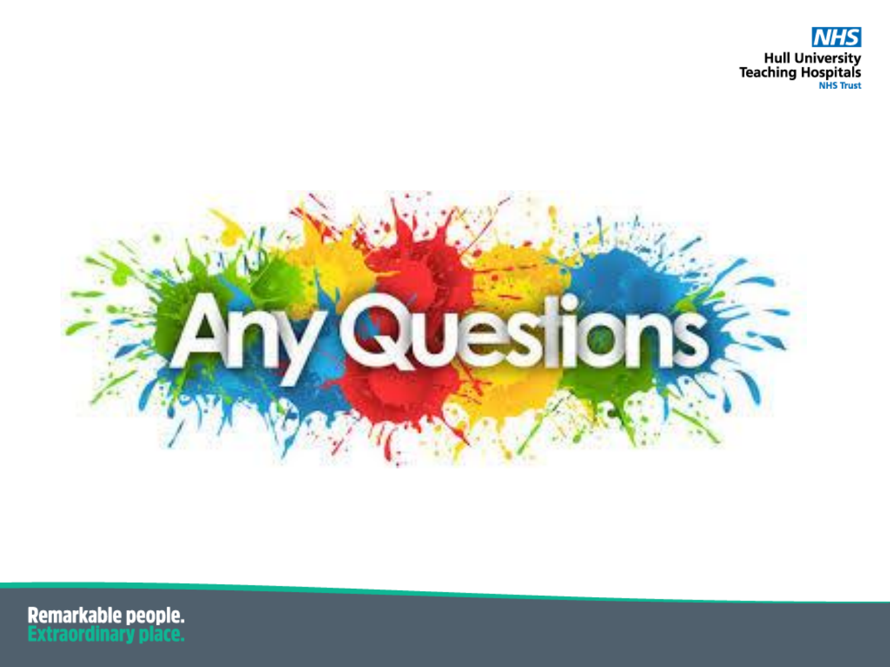# Any Questions